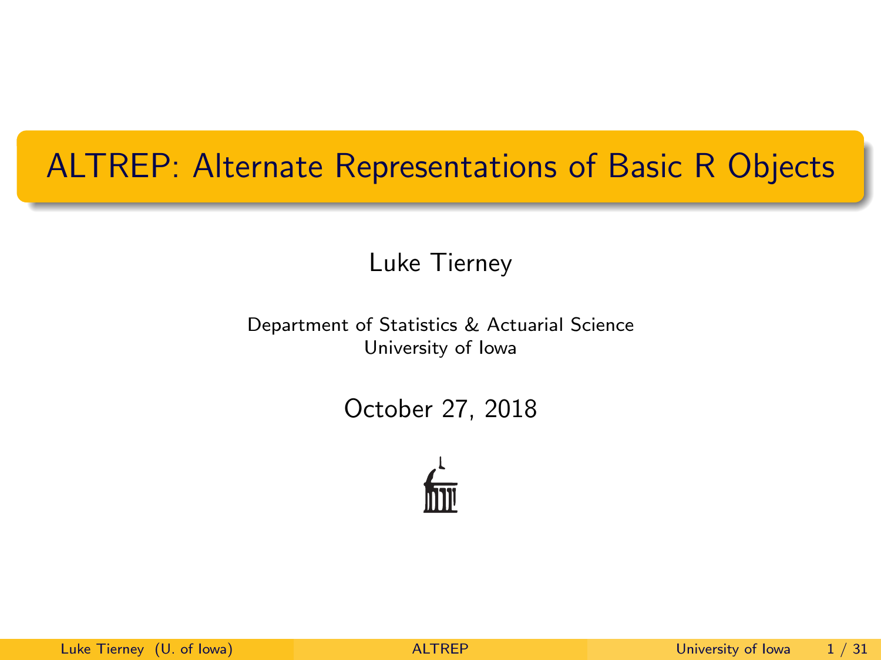# ALTREP: Alternate Representations of Basic R Objects

Luke Tierney

Department of Statistics & Actuarial Science
University of Iowa

October 27, 2018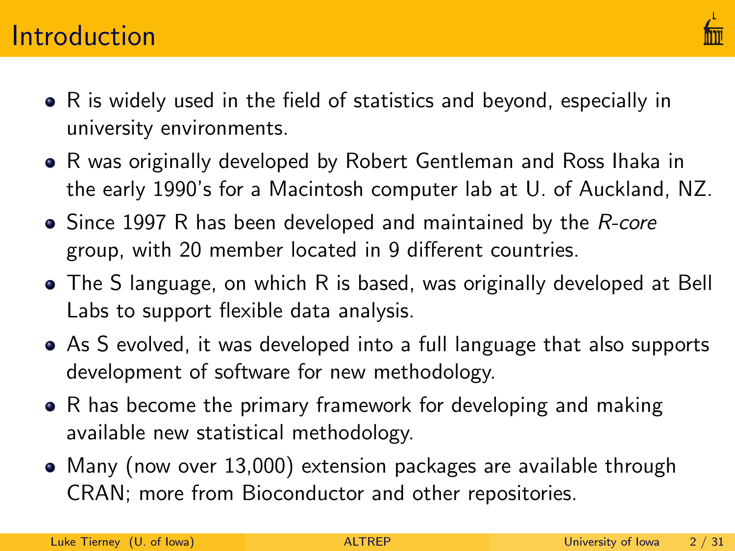# Introduction

- R is widely used in the field of statistics and beyond, especially in university environments.
- R was originally developed by Robert Gentleman and Ross Ihaka in the early 1990's for a Macintosh computer lab at U. of Auckland, NZ.
- Since 1997 R has been developed and maintained by the *R-core* group, with 20 member located in 9 different countries.
- The S language, on which R is based, was originally developed at Bell Labs to support flexible data analysis.
- As S evolved, it was developed into a full language that also supports development of software for new methodology.
- R has become the primary framework for developing and making available new statistical methodology.
- Many (now over 13,000) extension packages are available through CRAN; more from Bioconductor and other repositories.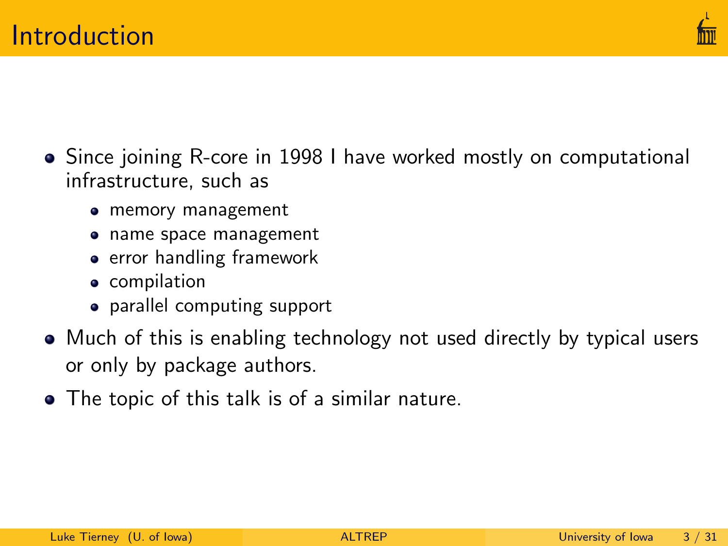# Introduction

- Since joining R-core in 1998 I have worked mostly on computational infrastructure, such as
  - memory management
  - name space management
  - error handling framework
  - compilation
  - parallel computing support
- Much of this is enabling technology not used directly by typical users or only by package authors.
- The topic of this talk is of a similar nature.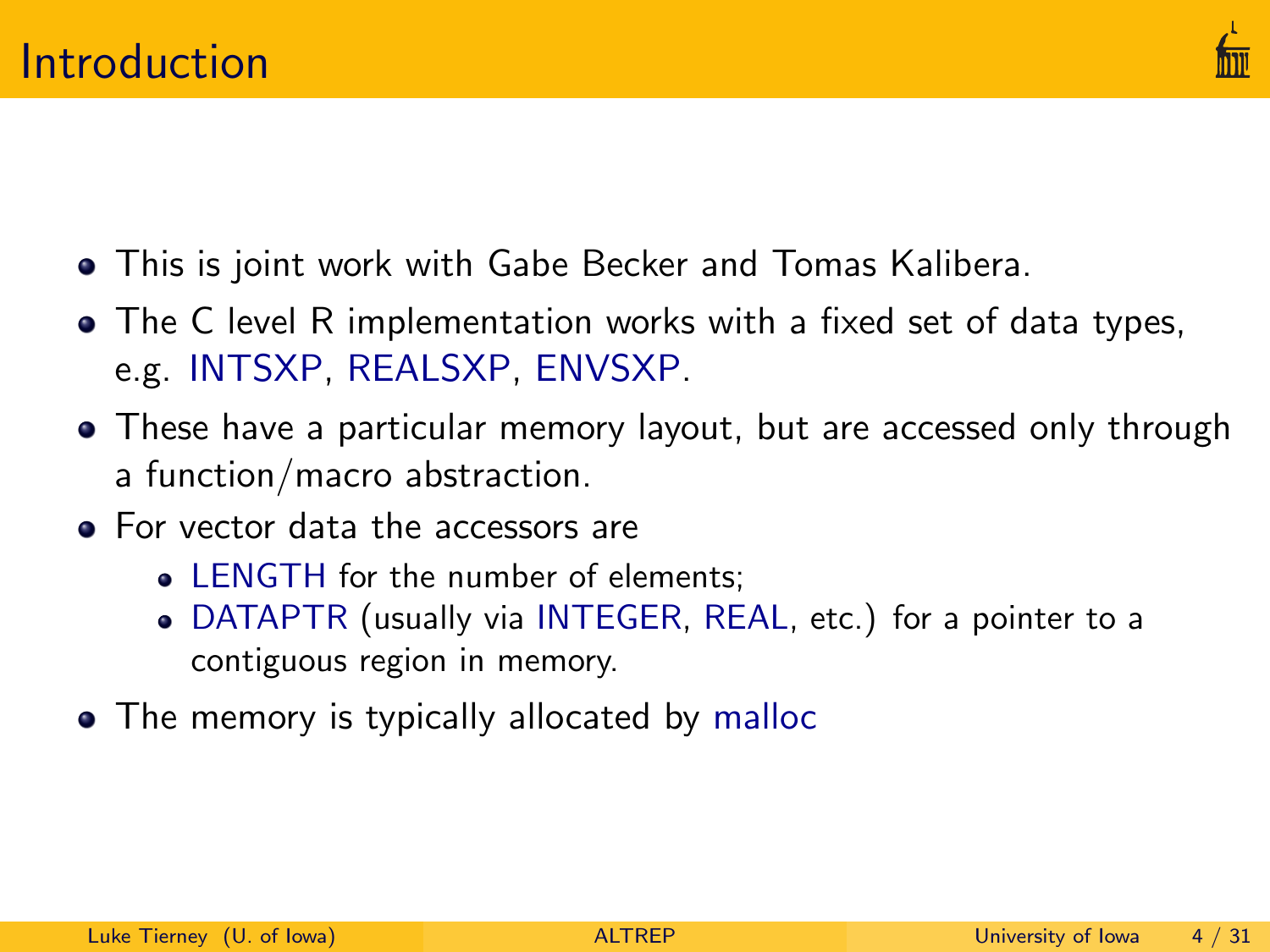# Introduction

- This is joint work with Gabe Becker and Tomas Kalibera.
- The C level R implementation works with a fixed set of data types, e.g. INTSXP, REALSXP, ENVSXP.
- These have a particular memory layout, but are accessed only through a function/macro abstraction.
- For vector data the accessors are
  - LENGTH for the number of elements;
  - DATAPTR (usually via INTEGER, REAL, etc.) for a pointer to a contiguous region in memory.
- The memory is typically allocated by malloc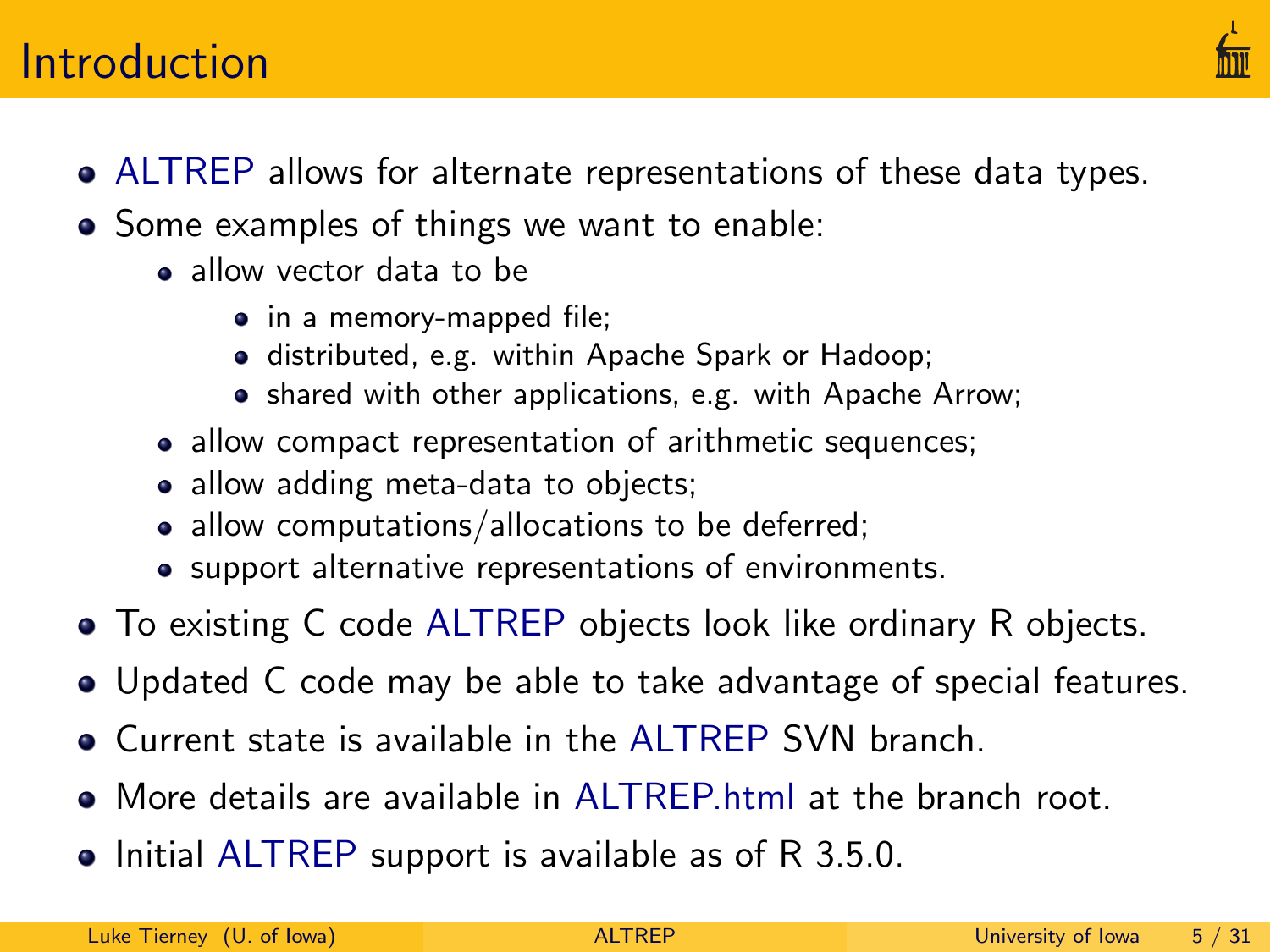# Introduction

- ALTREP allows for alternate representations of these data types.
- Some examples of things we want to enable:
  - allow vector data to be
    - in a memory-mapped file;
    - distributed, e.g. within Apache Spark or Hadoop;
    - shared with other applications, e.g. with Apache Arrow;
  - allow compact representation of arithmetic sequences;
  - allow adding meta-data to objects;
  - allow computations/allocations to be deferred;
  - support alternative representations of environments.
- To existing C code ALTREP objects look like ordinary R objects.
- Updated C code may be able to take advantage of special features.
- Current state is available in the ALTREP SVN branch.
- More details are available in ALTREP.html at the branch root.
- Initial ALTREP support is available as of R 3.5.0.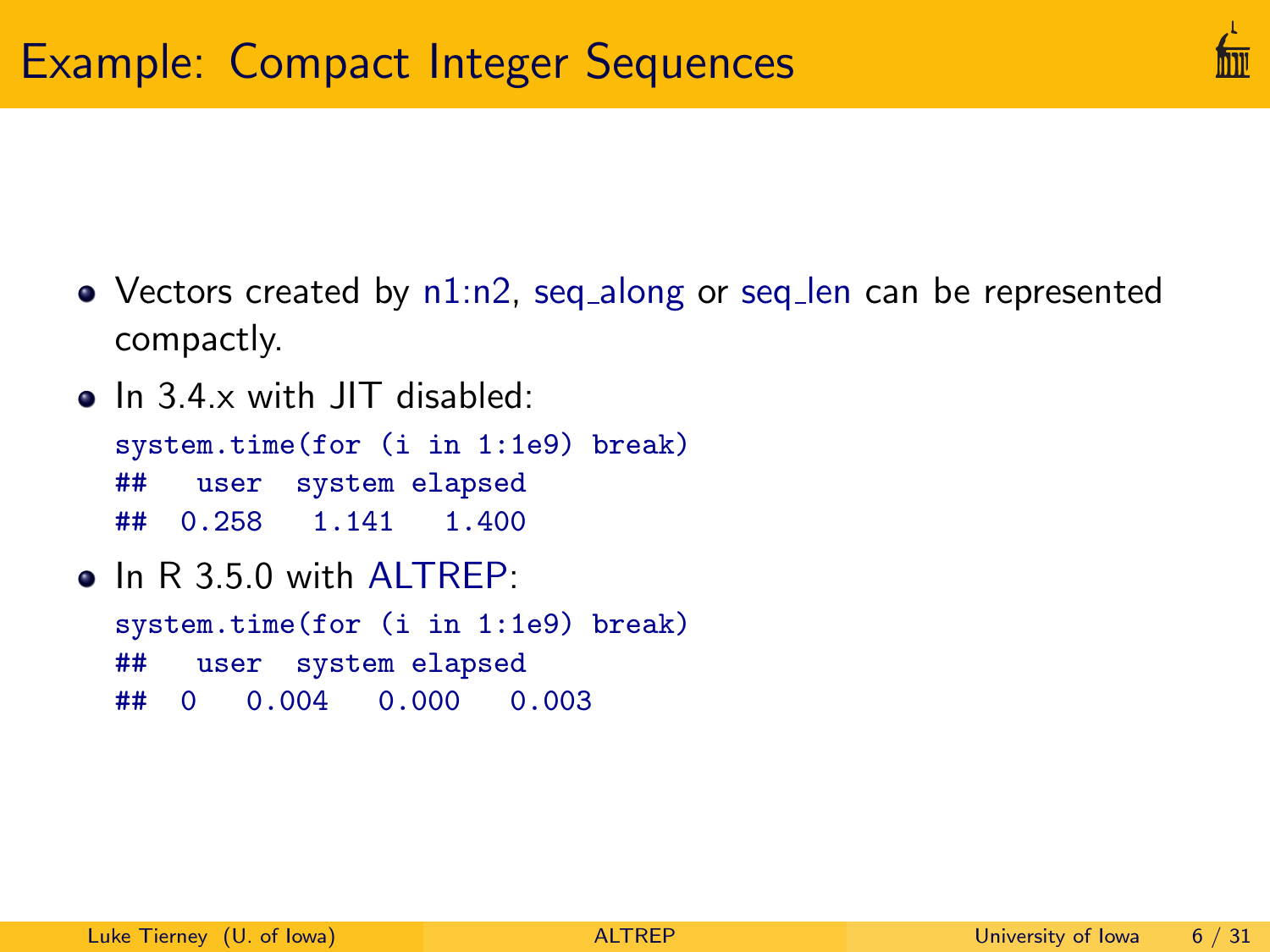# Example: Compact Integer Sequences

- Vectors created by n1:n2, seq_along or seq_len can be represented compactly.
- In 3.4.x with JIT disabled:

```
system.time(for (i in 1:1e9) break)
##   user  system elapsed
##  0.258   1.141   1.400
```

- In R 3.5.0 with ALTREP:

```
system.time(for (i in 1:1e9) break)
##   user  system elapsed
##  0   0.004   0.000   0.003
```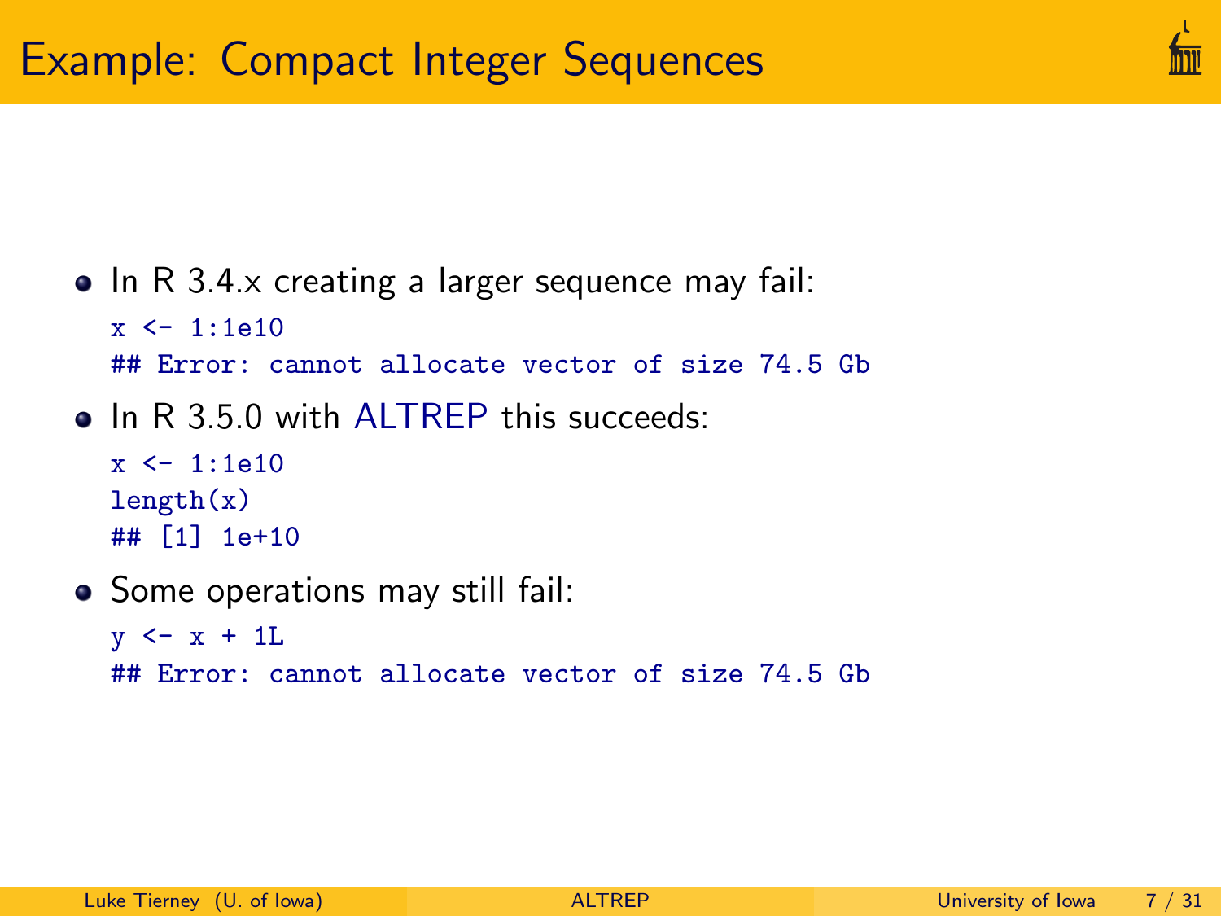# Example: Compact Integer Sequences

- In R 3.4.x creating a larger sequence may fail:

```
x <- 1:1e10
## Error: cannot allocate vector of size 74.5 Gb
```

- In R 3.5.0 with ALTREP this succeeds:

```
x <- 1:1e10
length(x)
## [1] 1e+10
```

- Some operations may still fail:

```
y <- x + 1L
## Error: cannot allocate vector of size 74.5 Gb
```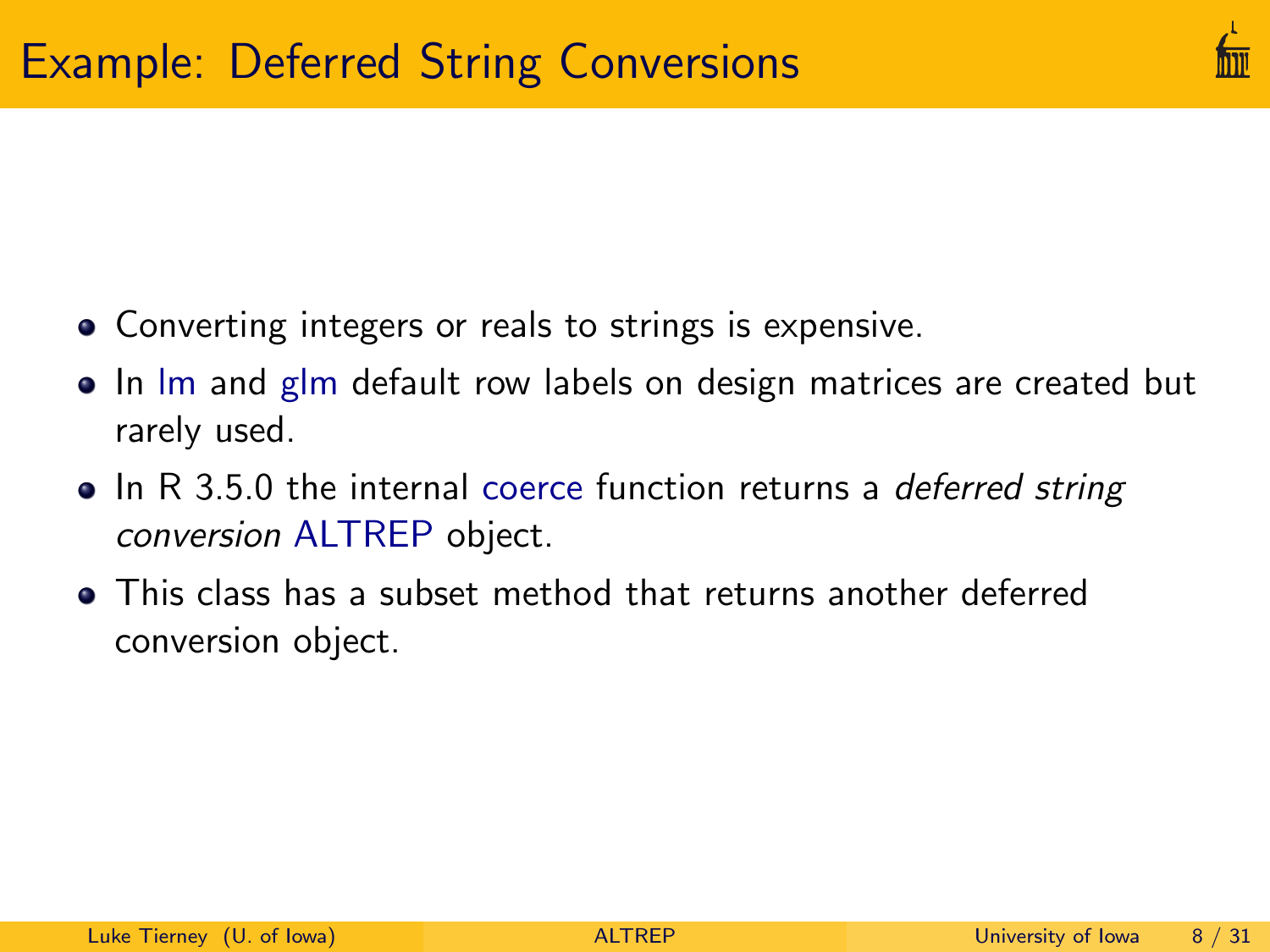# Example: Deferred String Conversions

- Converting integers or reals to strings is expensive.
- In lm and glm default row labels on design matrices are created but rarely used.
- In R 3.5.0 the internal coerce function returns a *deferred string conversion* ALTREP object.
- This class has a subset method that returns another deferred conversion object.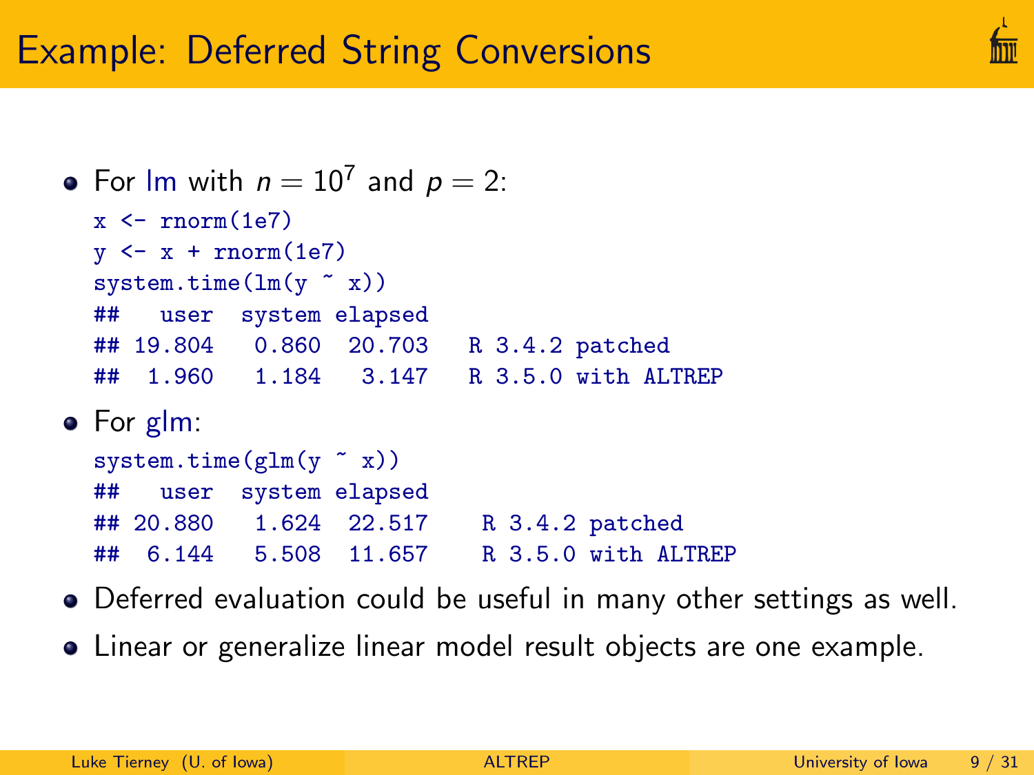# Example: Deferred String Conversions

- For lm with $n = 10^7$ and $p = 2$:

```
x <- rnorm(1e7)
y <- x + rnorm(1e7)
system.time(lm(y ~ x))
##   user  system elapsed
## 19.804   0.860  20.703   R 3.4.2 patched
##  1.960   1.184   3.147   R 3.5.0 with ALTREP
```

- For glm:

```
system.time(glm(y ~ x))
##   user  system elapsed
## 20.880   1.624  22.517    R 3.4.2 patched
##  6.144   5.508  11.657    R 3.5.0 with ALTREP
```

- Deferred evaluation could be useful in many other settings as well.
- Linear or generalize linear model result objects are one example.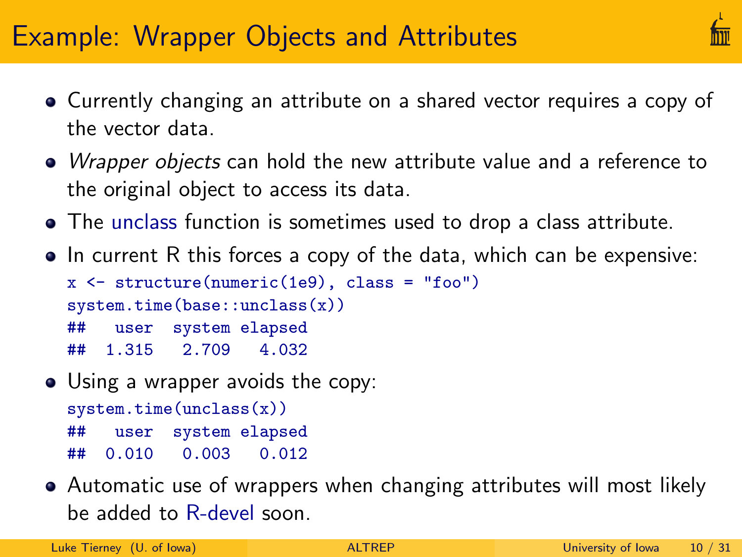# Example: Wrapper Objects and Attributes

- Currently changing an attribute on a shared vector requires a copy of the vector data.
- *Wrapper objects* can hold the new attribute value and a reference to the original object to access its data.
- The unclass function is sometimes used to drop a class attribute.
- In current R this forces a copy of the data, which can be expensive:

```
x <- structure(numeric(1e9), class = "foo")
system.time(base::unclass(x))
##   user  system elapsed
##  1.315   2.709   4.032
```

- Using a wrapper avoids the copy:

```
system.time(unclass(x))
##   user  system elapsed
##  0.010   0.003   0.012
```

- Automatic use of wrappers when changing attributes will most likely be added to R-devel soon.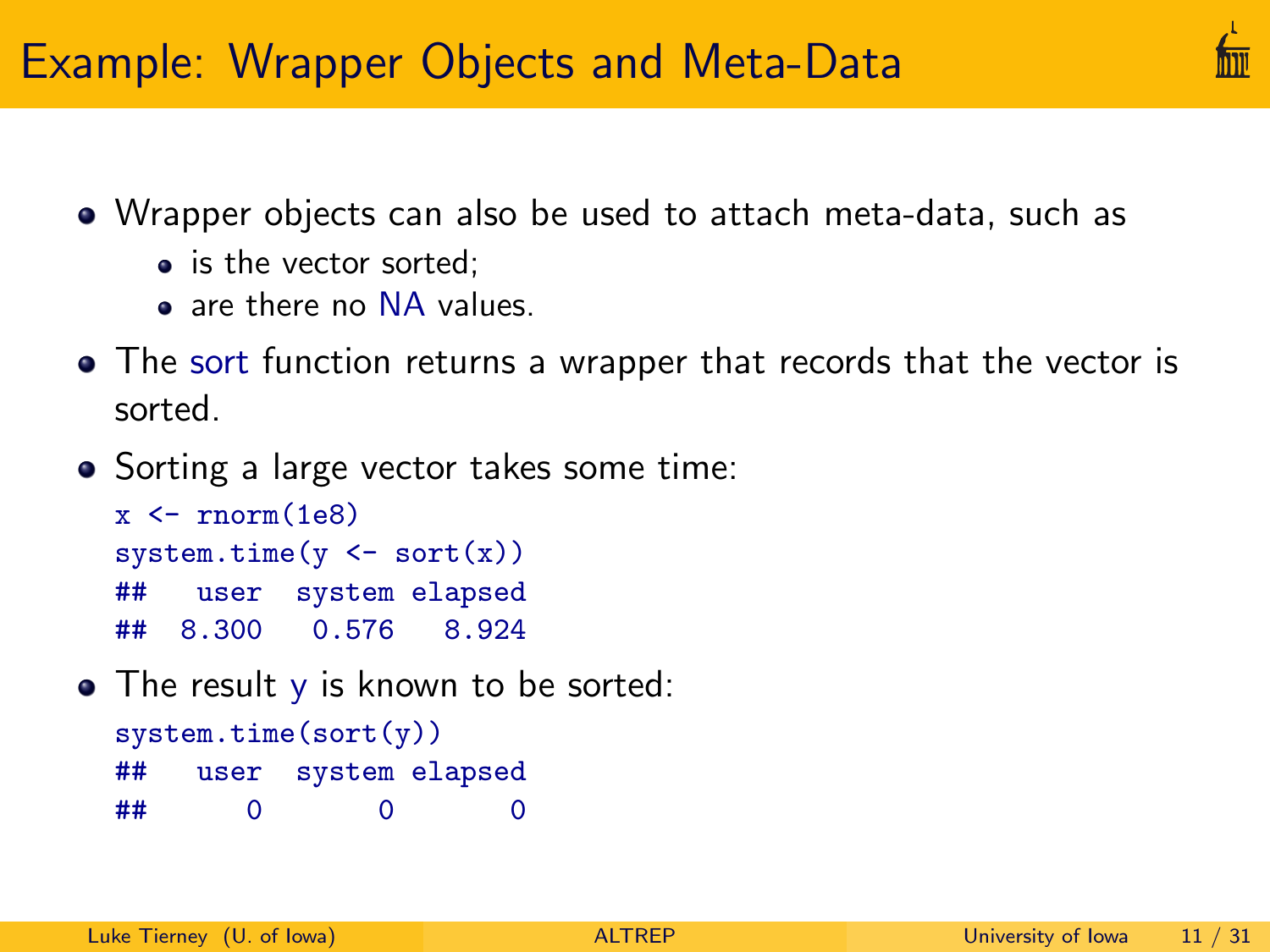# Example: Wrapper Objects and Meta-Data

- Wrapper objects can also be used to attach meta-data, such as
  - is the vector sorted;
  - are there no NA values.
- The sort function returns a wrapper that records that the vector is sorted.
- Sorting a large vector takes some time:

```
x <- rnorm(1e8)
system.time(y <- sort(x))
##   user  system elapsed
##  8.300   0.576   8.924
```

- The result y is known to be sorted:

```
system.time(sort(y))
##   user  system elapsed
##      0       0       0
```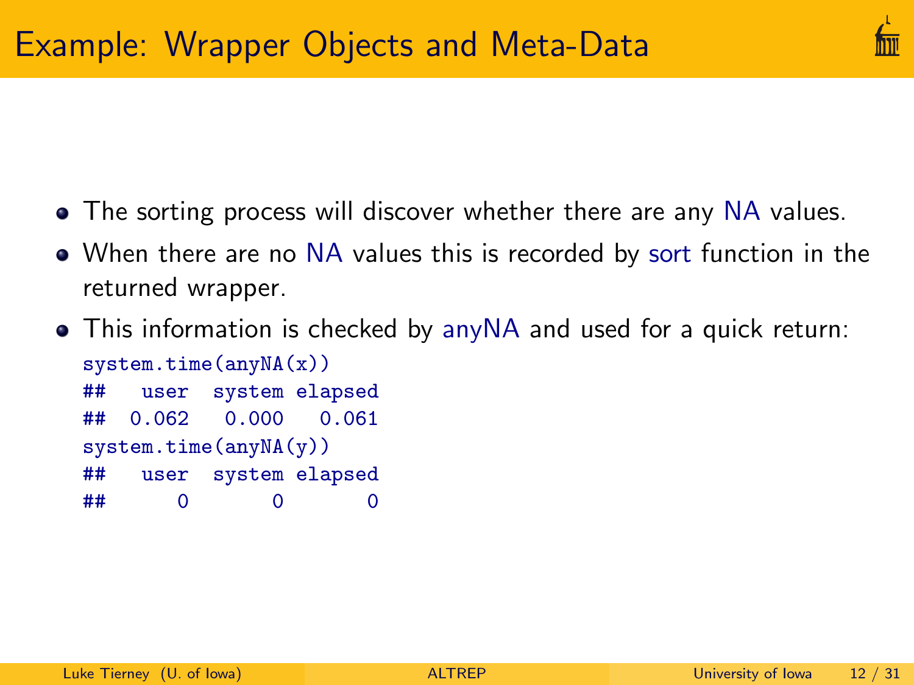# Example: Wrapper Objects and Meta-Data

- The sorting process will discover whether there are any NA values.
- When there are no NA values this is recorded by sort function in the returned wrapper.
- This information is checked by anyNA and used for a quick return:

```
system.time(anyNA(x))
##   user  system elapsed
##  0.062   0.000   0.061
system.time(anyNA(y))
##   user  system elapsed
##      0       0       0
```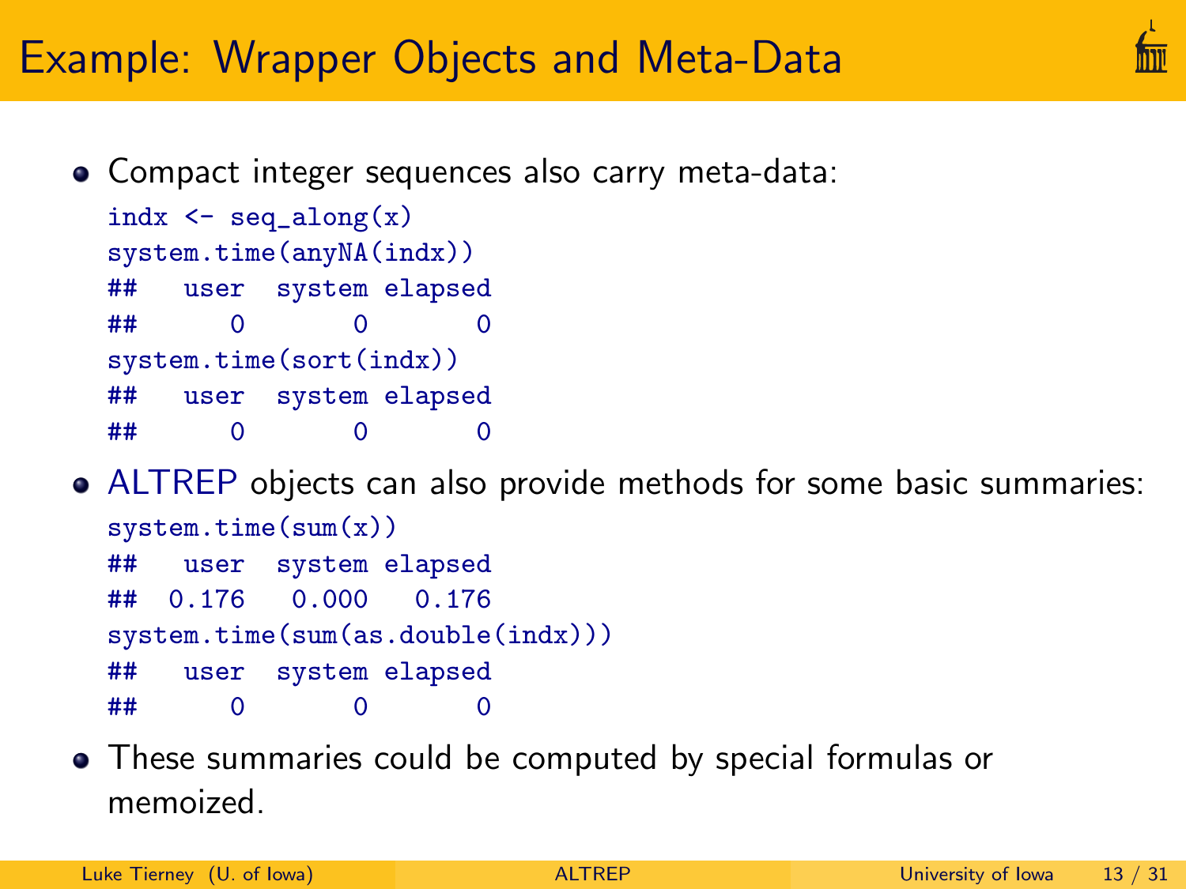# Example: Wrapper Objects and Meta-Data

- Compact integer sequences also carry meta-data:

```
indx <- seq_along(x)
system.time(anyNA(indx))
##   user  system elapsed
##      0       0       0
system.time(sort(indx))
##   user  system elapsed
##      0       0       0
```

- ALTREP objects can also provide methods for some basic summaries:

```
system.time(sum(x))
##   user  system elapsed
##  0.176   0.000   0.176
system.time(sum(as.double(indx)))
##   user  system elapsed
##      0       0       0
```

- These summaries could be computed by special formulas or memoized.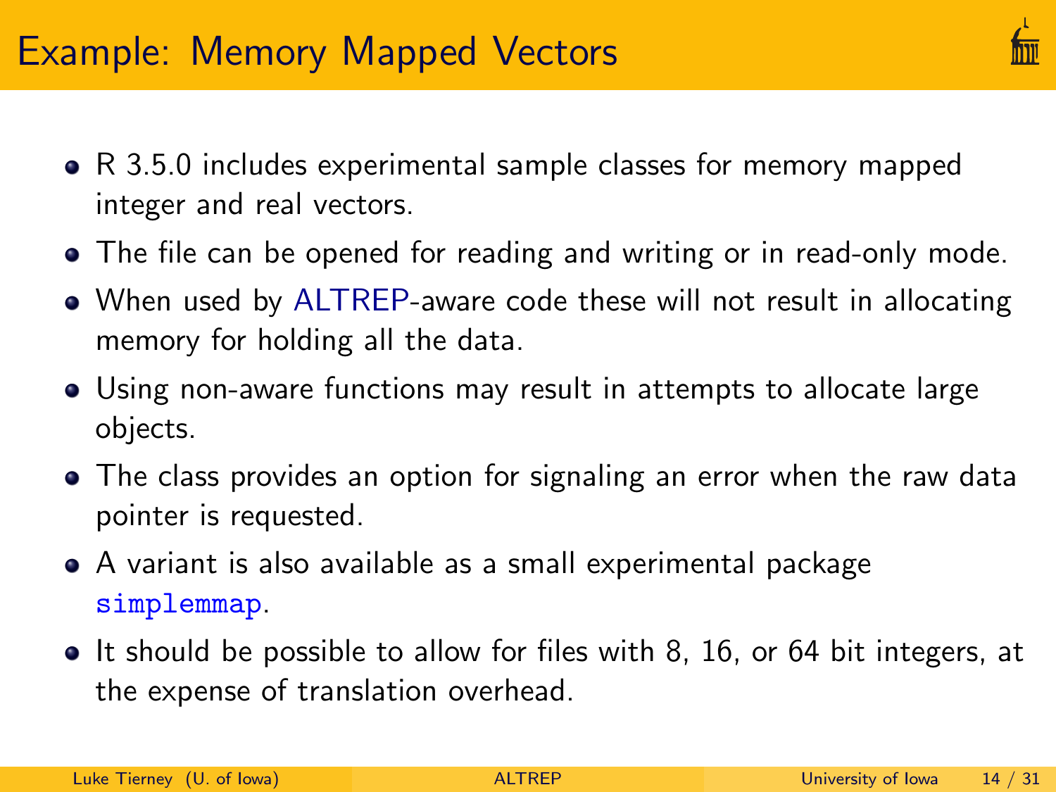# Example: Memory Mapped Vectors

- R 3.5.0 includes experimental sample classes for memory mapped integer and real vectors.
- The file can be opened for reading and writing or in read-only mode.
- When used by ALTREP-aware code these will not result in allocating memory for holding all the data.
- Using non-aware functions may result in attempts to allocate large objects.
- The class provides an option for signaling an error when the raw data pointer is requested.
- A variant is also available as a small experimental package `simplemmap`.
- It should be possible to allow for files with 8, 16, or 64 bit integers, at the expense of translation overhead.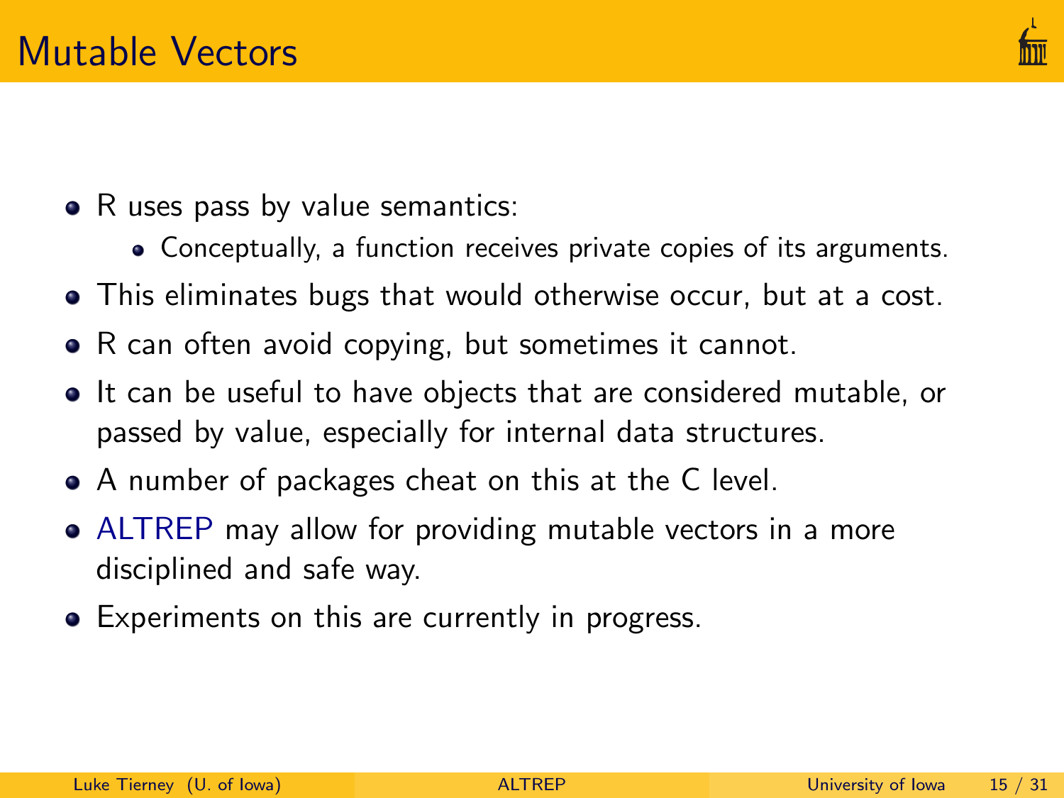# Mutable Vectors

- R uses pass by value semantics:
  - Conceptually, a function receives private copies of its arguments.
- This eliminates bugs that would otherwise occur, but at a cost.
- R can often avoid copying, but sometimes it cannot.
- It can be useful to have objects that are considered mutable, or passed by value, especially for internal data structures.
- A number of packages cheat on this at the C level.
- ALTREP may allow for providing mutable vectors in a more disciplined and safe way.
- Experiments on this are currently in progress.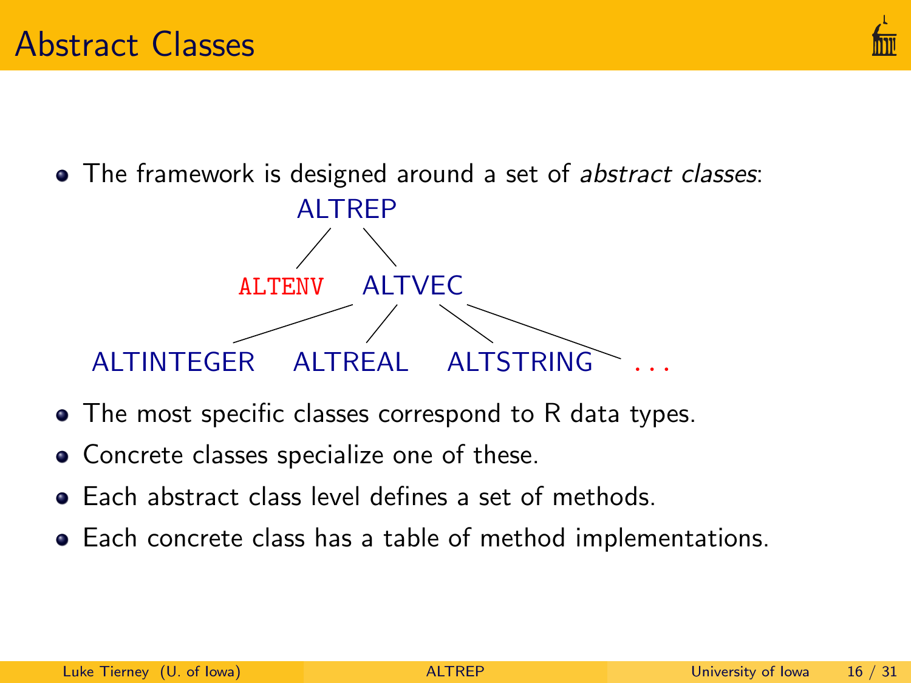# Abstract Classes

- The framework is designed around a set of *abstract classes*:

```
                 ALTREP
                /      \
          ALTENV      ALTVEC
                 /      |       \        \
      ALTINTEGER   ALTREAL   ALTSTRING   ...
```

- The most specific classes correspond to R data types.
- Concrete classes specialize one of these.
- Each abstract class level defines a set of methods.
- Each concrete class has a table of method implementations.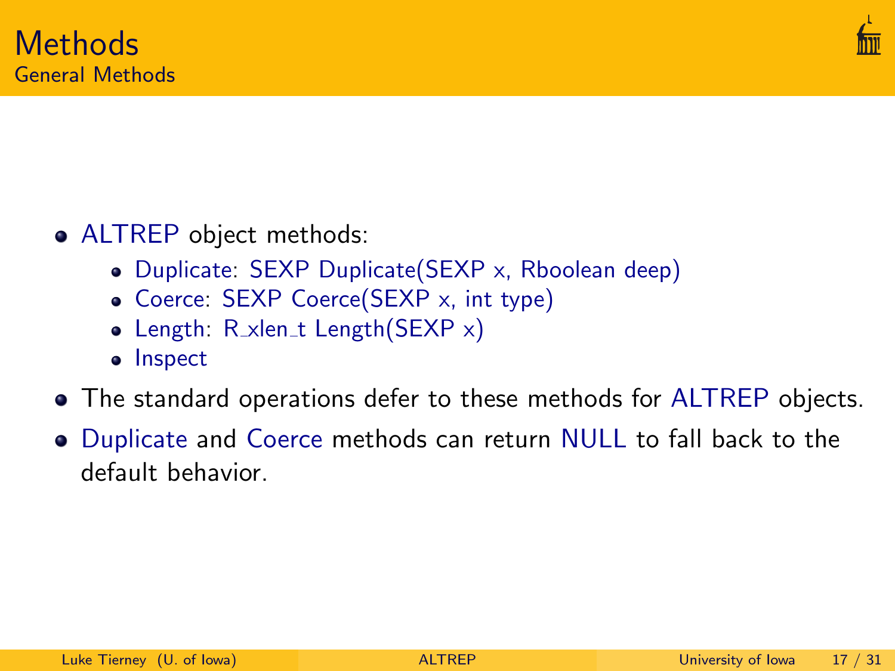# Methods

## General Methods

- ALTREP object methods:
  - Duplicate: SEXP Duplicate(SEXP x, Rboolean deep)
  - Coerce: SEXP Coerce(SEXP x, int type)
  - Length: R_xlen_t Length(SEXP x)
  - Inspect
- The standard operations defer to these methods for ALTREP objects.
- Duplicate and Coerce methods can return NULL to fall back to the default behavior.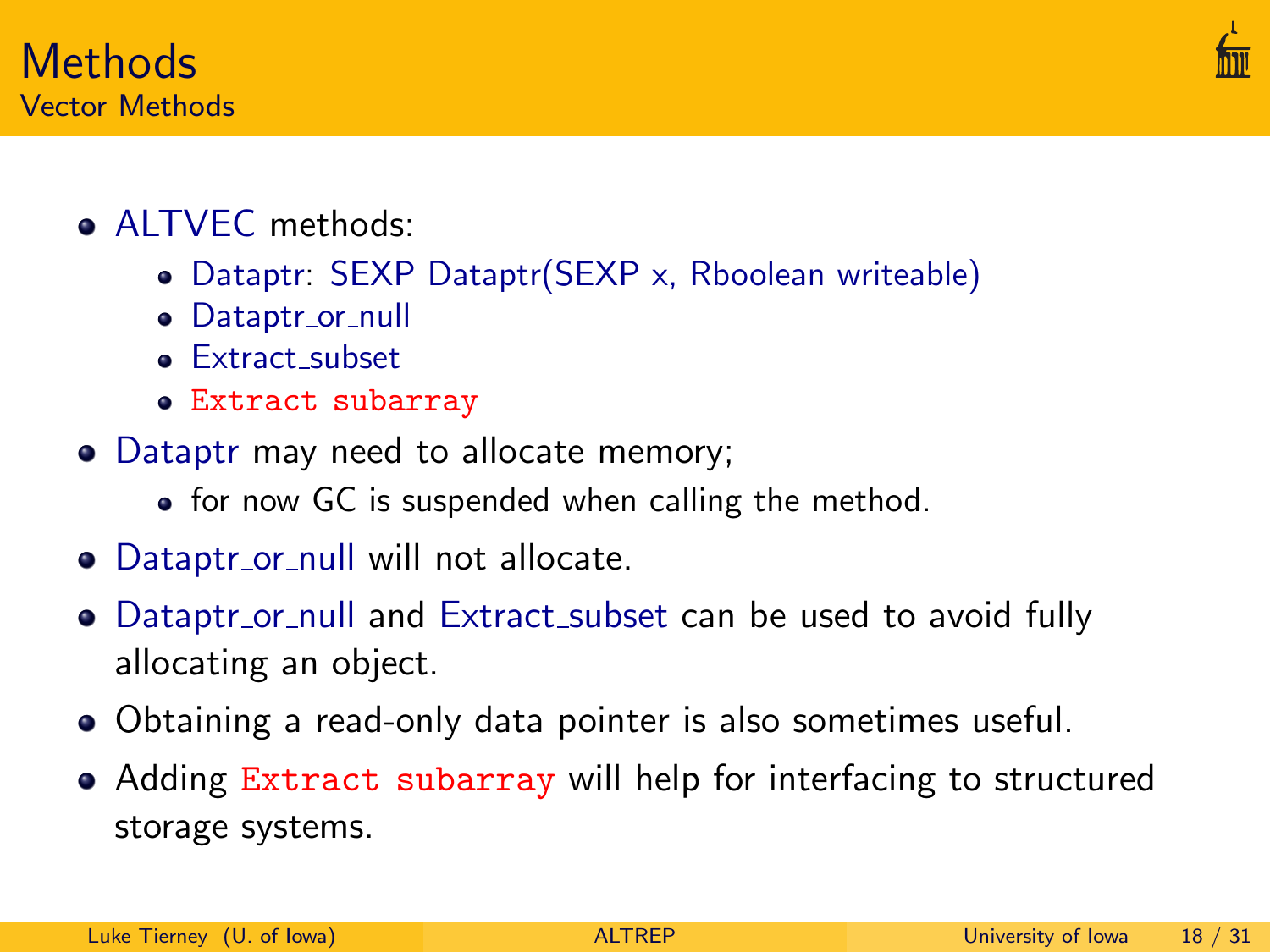# Methods

## Vector Methods

- ALTVEC methods:
  - Dataptr: SEXP Dataptr(SEXP x, Rboolean writeable)
  - Dataptr_or_null
  - Extract_subset
  - `Extract_subarray`
- Dataptr may need to allocate memory;
  - for now GC is suspended when calling the method.
- Dataptr_or_null will not allocate.
- Dataptr_or_null and Extract_subset can be used to avoid fully allocating an object.
- Obtaining a read-only data pointer is also sometimes useful.
- Adding `Extract_subarray` will help for interfacing to structured storage systems.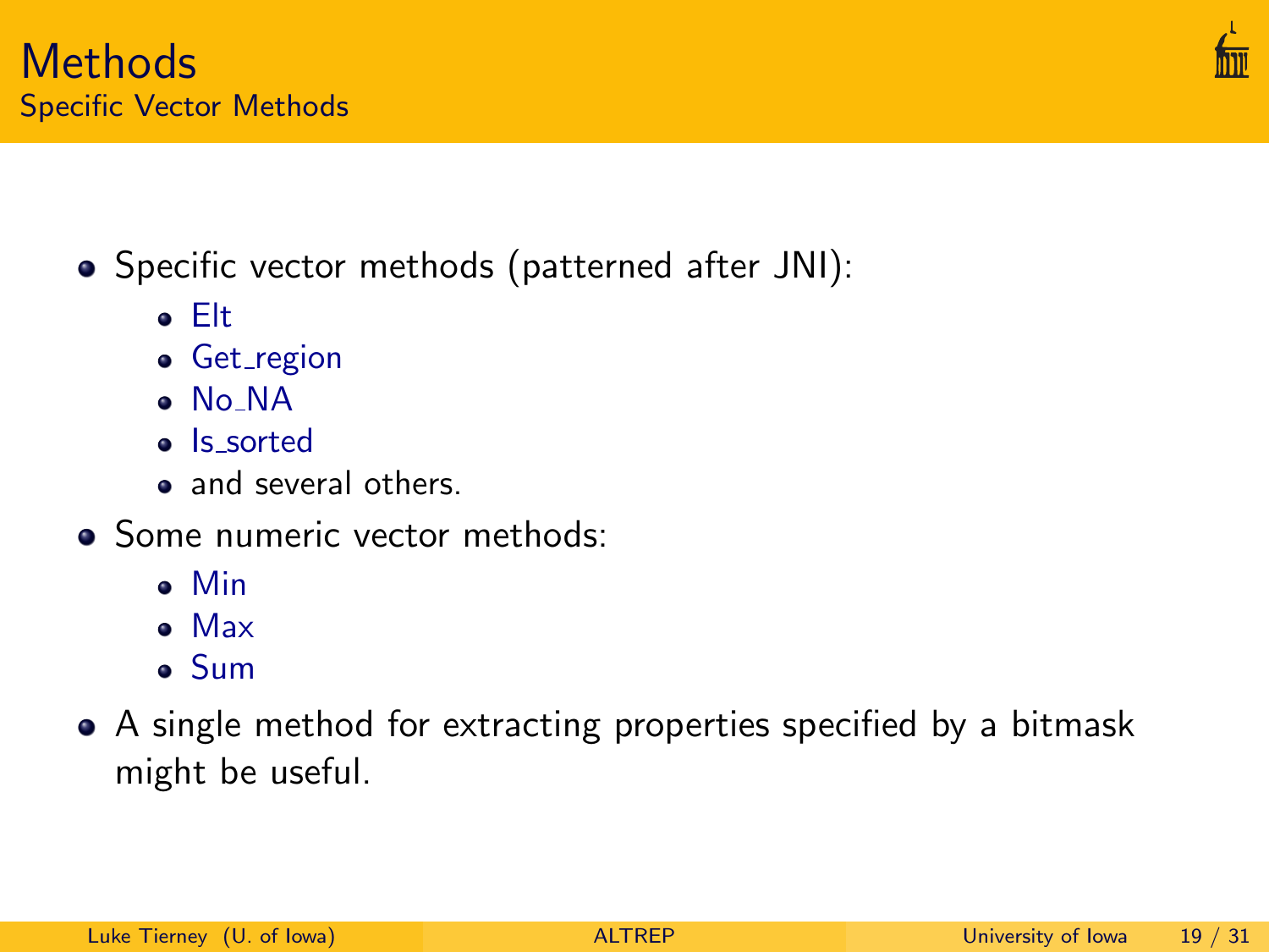# Methods
## Specific Vector Methods

- Specific vector methods (patterned after JNI):
  - Elt
  - Get_region
  - No_NA
  - Is_sorted
  - and several others.
- Some numeric vector methods:
  - Min
  - Max
  - Sum
- A single method for extracting properties specified by a bitmask might be useful.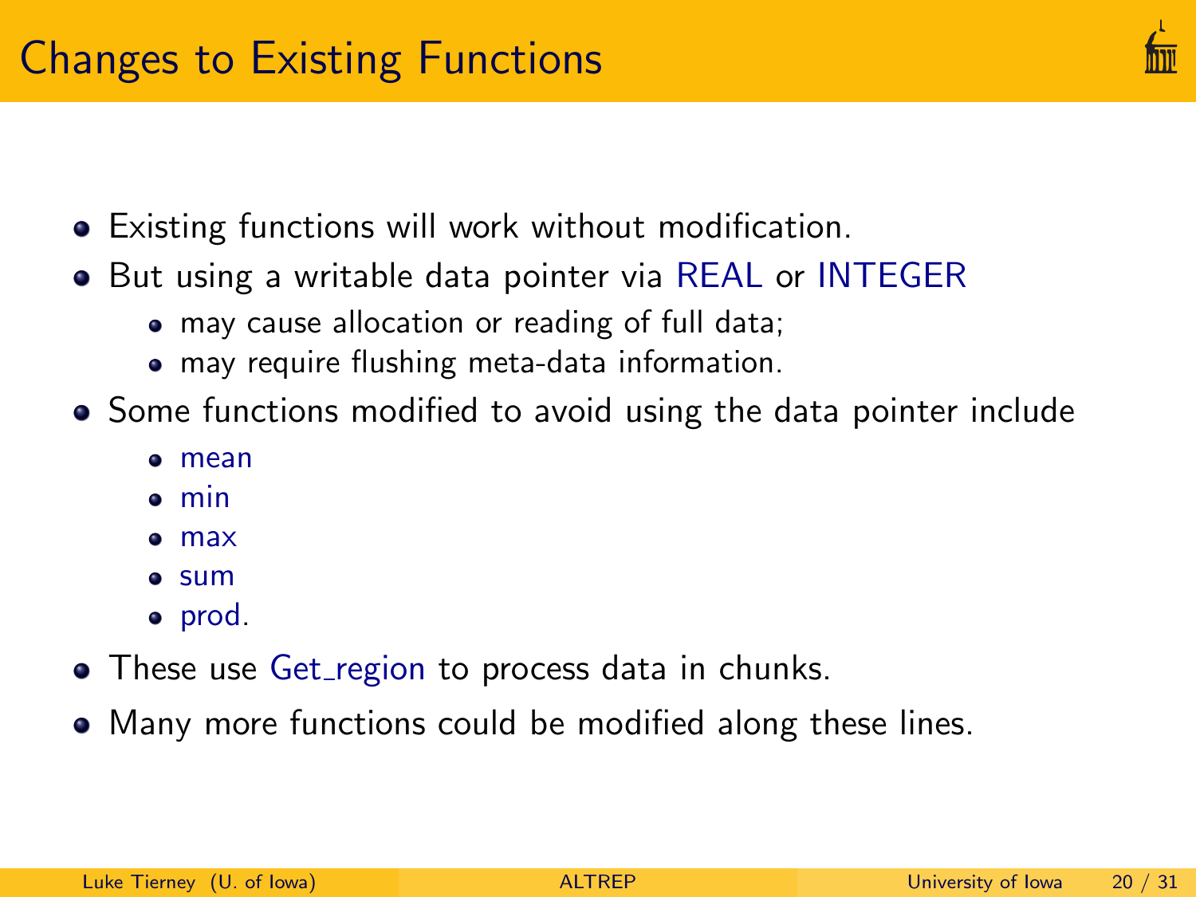# Changes to Existing Functions

- Existing functions will work without modification.
- But using a writable data pointer via REAL or INTEGER
  - may cause allocation or reading of full data;
  - may require flushing meta-data information.
- Some functions modified to avoid using the data pointer include
  - mean
  - min
  - max
  - sum
  - prod.
- These use Get_region to process data in chunks.
- Many more functions could be modified along these lines.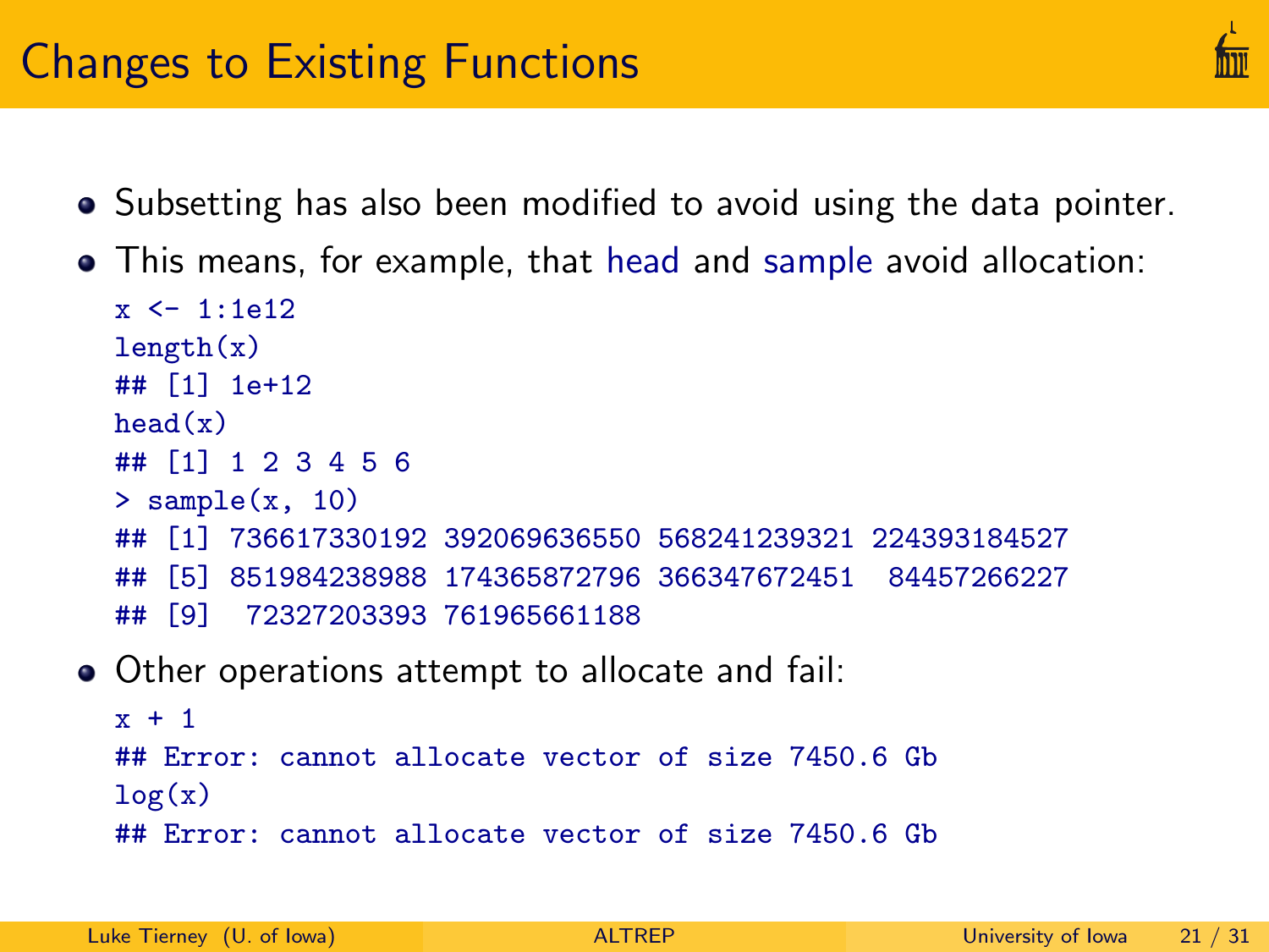# Changes to Existing Functions

- Subsetting has also been modified to avoid using the data pointer.
- This means, for example, that head and sample avoid allocation:

```
x <- 1:1e12
length(x)
## [1] 1e+12
head(x)
## [1] 1 2 3 4 5 6
> sample(x, 10)
## [1] 736617330192 392069636550 568241239321 224393184527
## [5] 851984238988 174365872796 366347672451  84457266227
## [9]  72327203393 761965661188
```

- Other operations attempt to allocate and fail:

```
x + 1
## Error: cannot allocate vector of size 7450.6 Gb
log(x)
## Error: cannot allocate vector of size 7450.6 Gb
```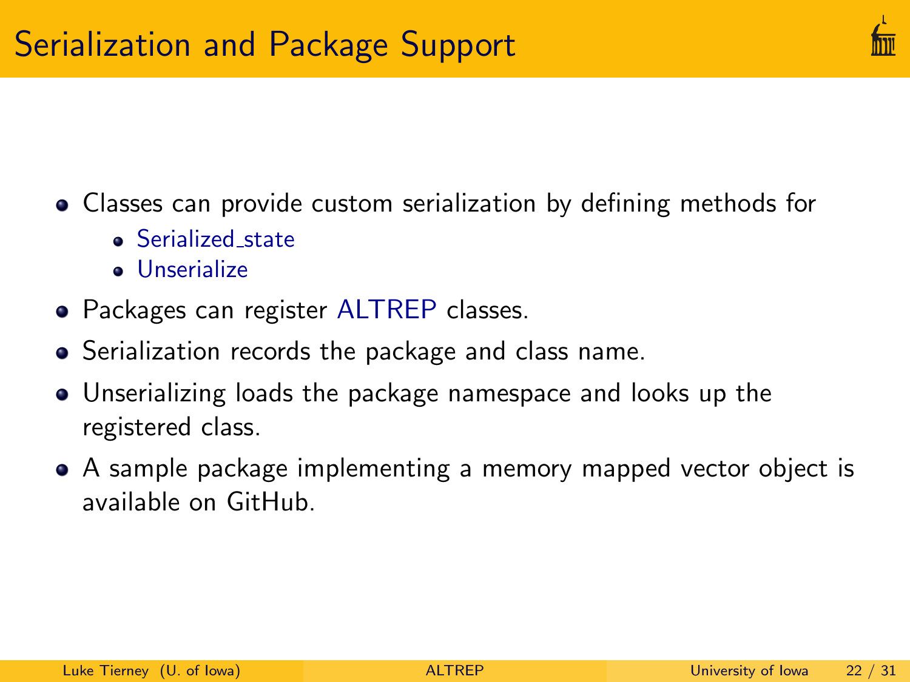# Serialization and Package Support

- Classes can provide custom serialization by defining methods for
  - Serialized_state
  - Unserialize
- Packages can register ALTREP classes.
- Serialization records the package and class name.
- Unserializing loads the package namespace and looks up the registered class.
- A sample package implementing a memory mapped vector object is available on GitHub.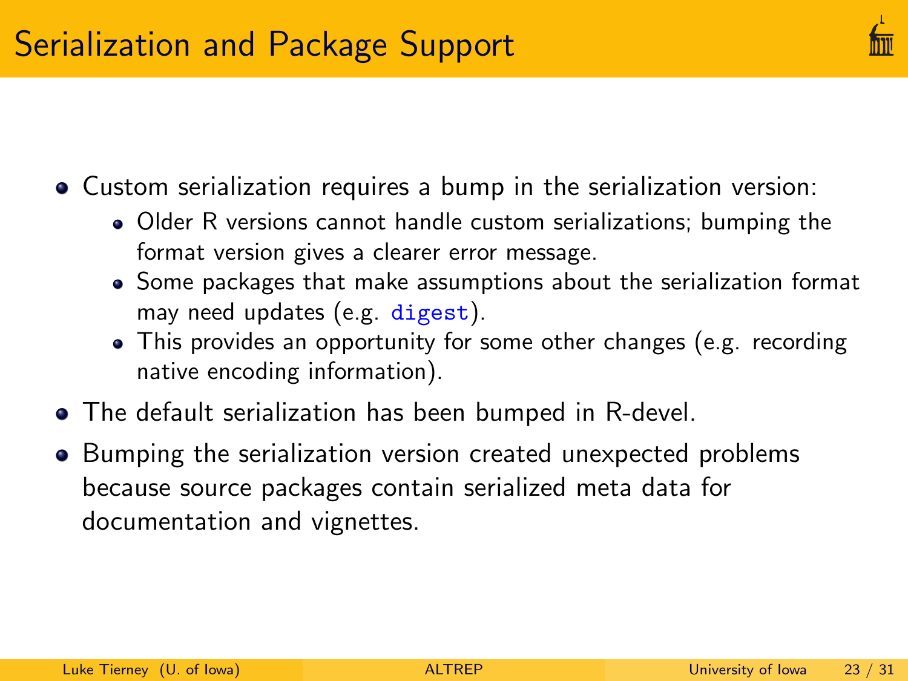# Serialization and Package Support

- Custom serialization requires a bump in the serialization version:
  - Older R versions cannot handle custom serializations; bumping the format version gives a clearer error message.
  - Some packages that make assumptions about the serialization format may need updates (e.g. `digest`).
  - This provides an opportunity for some other changes (e.g. recording native encoding information).
- The default serialization has been bumped in R-devel.
- Bumping the serialization version created unexpected problems because source packages contain serialized meta data for documentation and vignettes.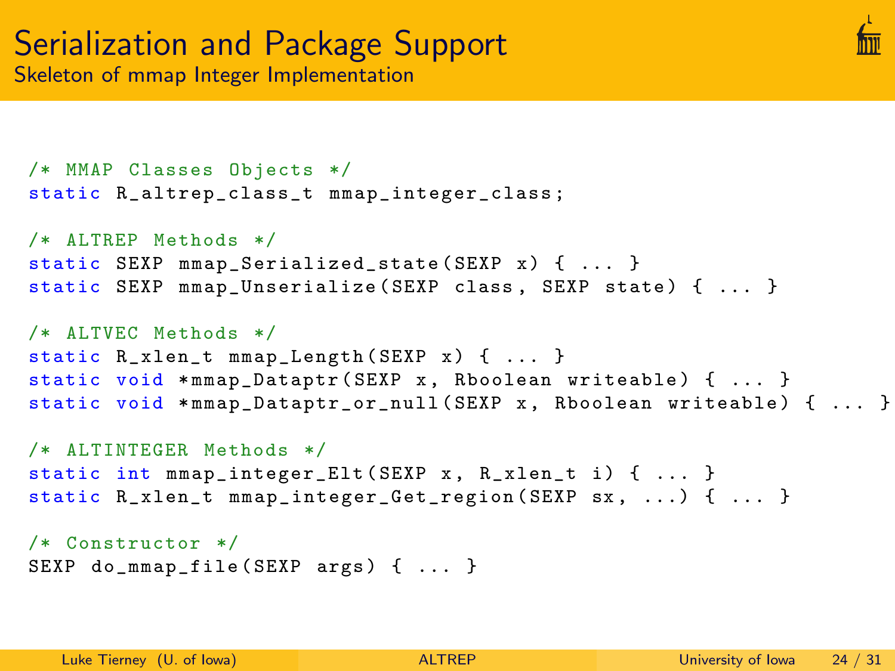# Serialization and Package Support

## Skeleton of mmap Integer Implementation

```c
/* MMAP Classes Objects */
static R_altrep_class_t mmap_integer_class;

/* ALTREP Methods */
static SEXP mmap_Serialized_state(SEXP x) { ... }
static SEXP mmap_Unserialize(SEXP class, SEXP state) { ... }

/* ALTVEC Methods */
static R_xlen_t mmap_Length(SEXP x) { ... }
static void *mmap_Dataptr(SEXP x, Rboolean writeable) { ... }
static void *mmap_Dataptr_or_null(SEXP x, Rboolean writeable) { ... }

/* ALTINTEGER Methods */
static int mmap_integer_Elt(SEXP x, R_xlen_t i) { ... }
static R_xlen_t mmap_integer_Get_region(SEXP sx, ...) { ... }

/* Constructor */
SEXP do_mmap_file(SEXP args) { ... }
```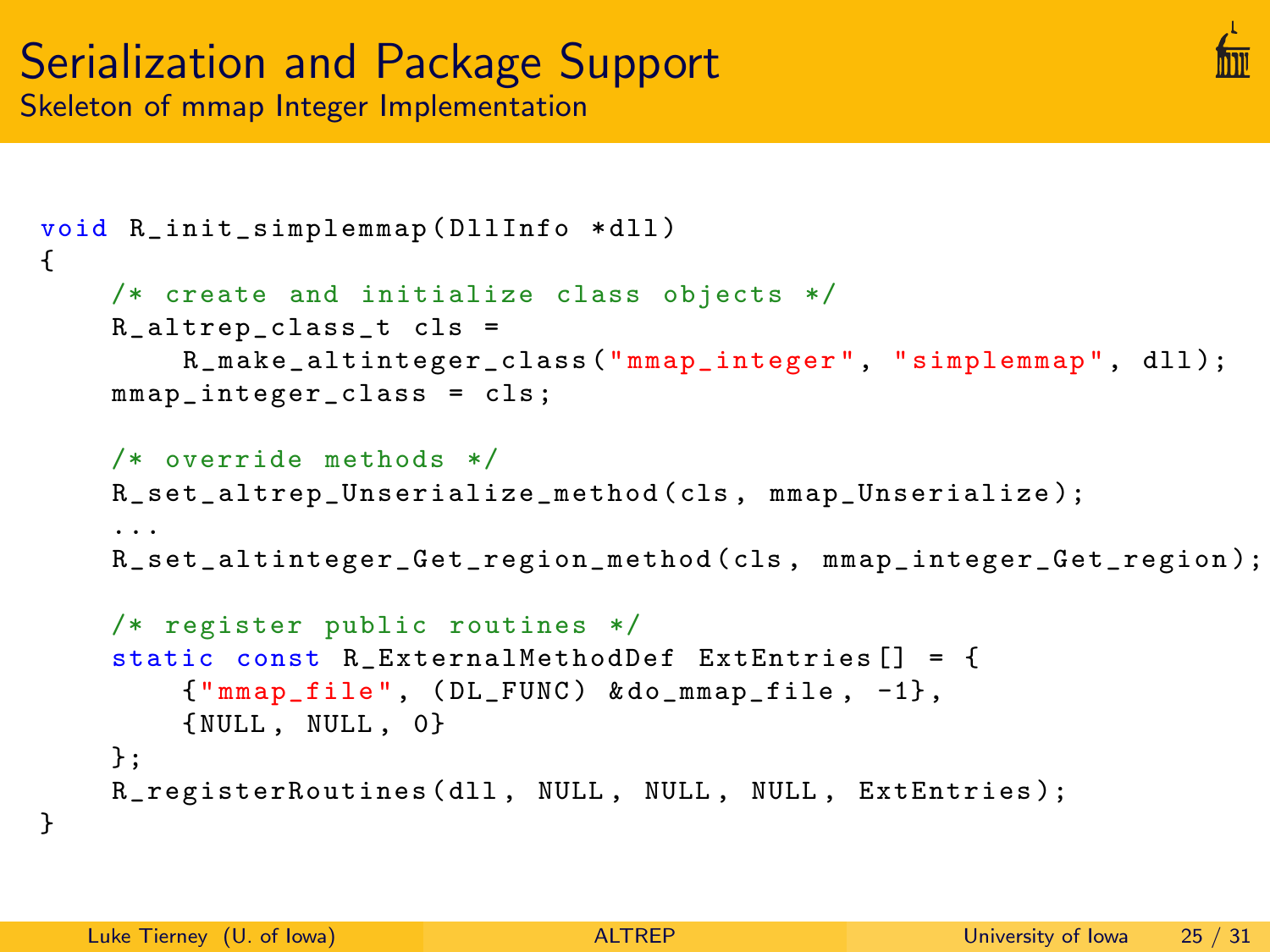# Serialization and Package Support

## Skeleton of mmap Integer Implementation

```
void R_init_simplemmap(DllInfo *dll)
{
    /* create and initialize class objects */
    R_altrep_class_t cls =
        R_make_altinteger_class("mmap_integer", "simplemmap", dll);
    mmap_integer_class = cls;

    /* override methods */
    R_set_altrep_Unserialize_method(cls, mmap_Unserialize);
    ...
    R_set_altinteger_Get_region_method(cls, mmap_integer_Get_region);

    /* register public routines */
    static const R_ExternalMethodDef ExtEntries[] = {
        {"mmap_file", (DL_FUNC) &do_mmap_file, -1},
        {NULL, NULL, 0}
    };
    R_registerRoutines(dll, NULL, NULL, NULL, ExtEntries);
}
```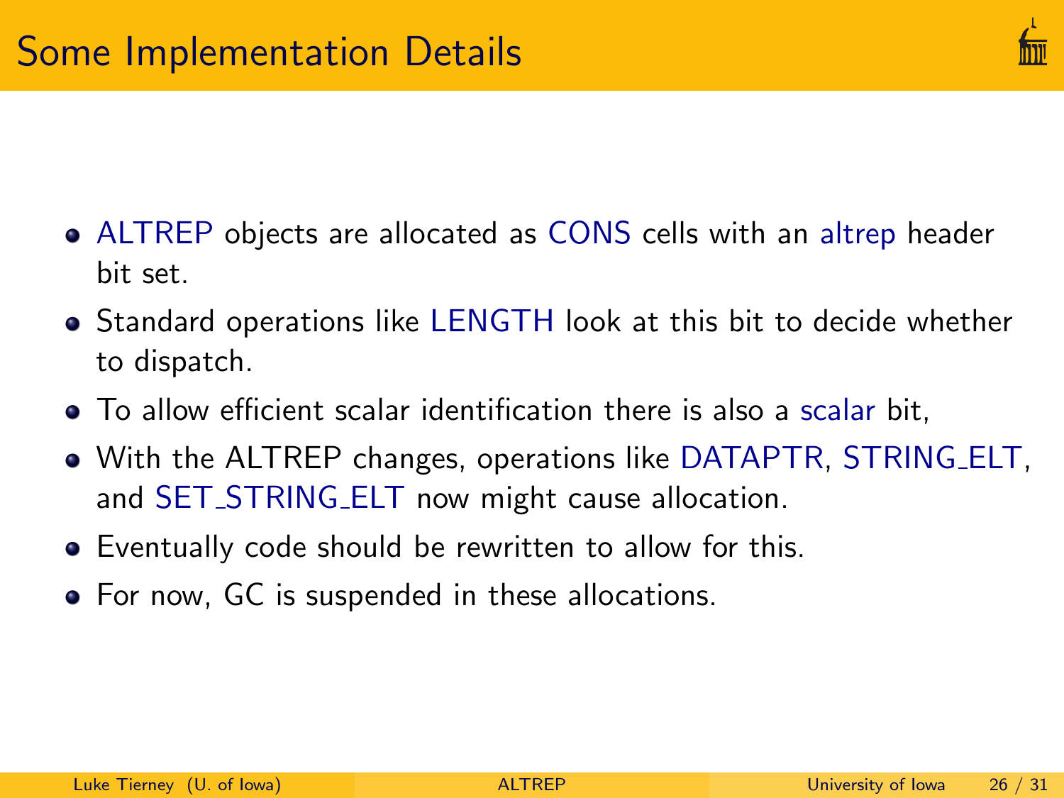# Some Implementation Details

- ALTREP objects are allocated as CONS cells with an altrep header bit set.
- Standard operations like LENGTH look at this bit to decide whether to dispatch.
- To allow efficient scalar identification there is also a scalar bit,
- With the ALTREP changes, operations like DATAPTR, STRING_ELT, and SET_STRING_ELT now might cause allocation.
- Eventually code should be rewritten to allow for this.
- For now, GC is suspended in these allocations.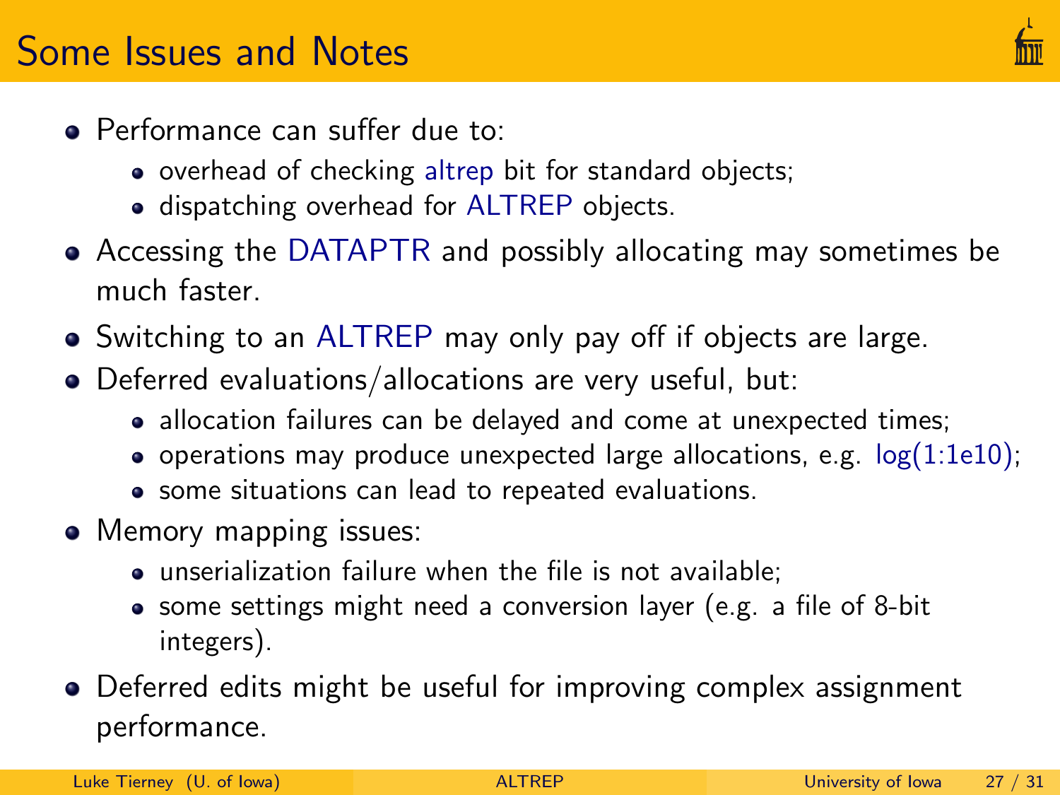# Some Issues and Notes

- Performance can suffer due to:
  - overhead of checking altrep bit for standard objects;
  - dispatching overhead for ALTREP objects.
- Accessing the DATAPTR and possibly allocating may sometimes be much faster.
- Switching to an ALTREP may only pay off if objects are large.
- Deferred evaluations/allocations are very useful, but:
  - allocation failures can be delayed and come at unexpected times;
  - operations may produce unexpected large allocations, e.g. `log(1:1e10)`;
  - some situations can lead to repeated evaluations.
- Memory mapping issues:
  - unserialization failure when the file is not available;
  - some settings might need a conversion layer (e.g. a file of 8-bit integers).
- Deferred edits might be useful for improving complex assignment performance.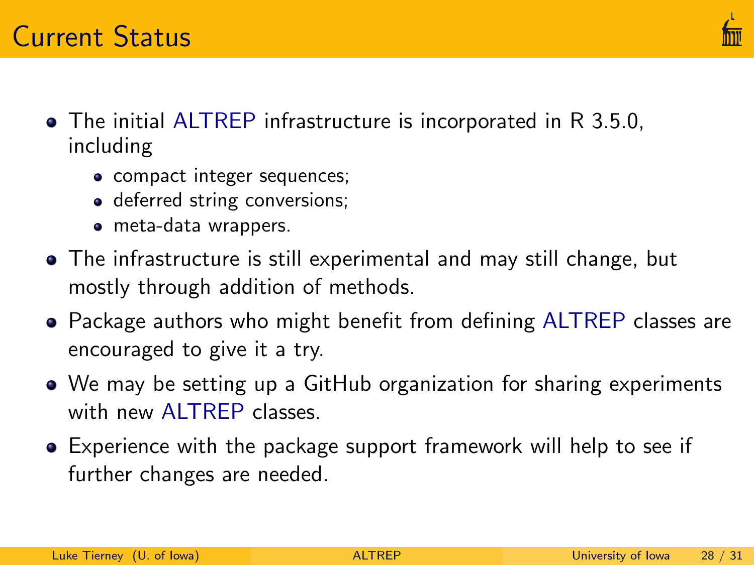# Current Status

- The initial ALTREP infrastructure is incorporated in R 3.5.0, including
  - compact integer sequences;
  - deferred string conversions;
  - meta-data wrappers.
- The infrastructure is still experimental and may still change, but mostly through addition of methods.
- Package authors who might benefit from defining ALTREP classes are encouraged to give it a try.
- We may be setting up a GitHub organization for sharing experiments with new ALTREP classes.
- Experience with the package support framework will help to see if further changes are needed.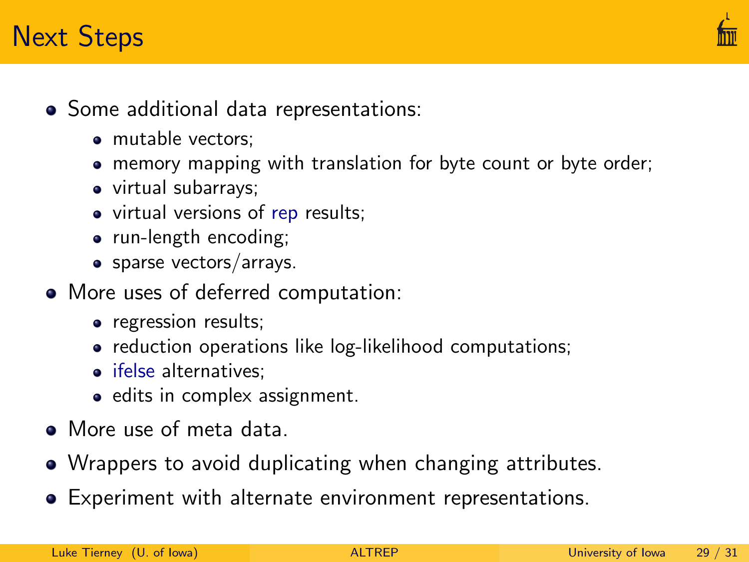# Next Steps

- Some additional data representations:
  - mutable vectors;
  - memory mapping with translation for byte count or byte order;
  - virtual subarrays;
  - virtual versions of `rep` results;
  - run-length encoding;
  - sparse vectors/arrays.
- More uses of deferred computation:
  - regression results;
  - reduction operations like log-likelihood computations;
  - `ifelse` alternatives;
  - edits in complex assignment.
- More use of meta data.
- Wrappers to avoid duplicating when changing attributes.
- Experiment with alternate environment representations.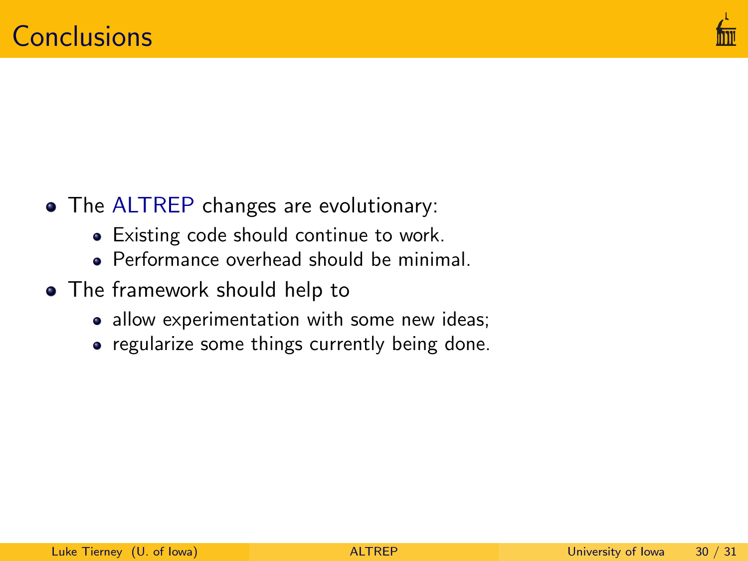# Conclusions

- The ALTREP changes are evolutionary:
  - Existing code should continue to work.
  - Performance overhead should be minimal.
- The framework should help to
  - allow experimentation with some new ideas;
  - regularize some things currently being done.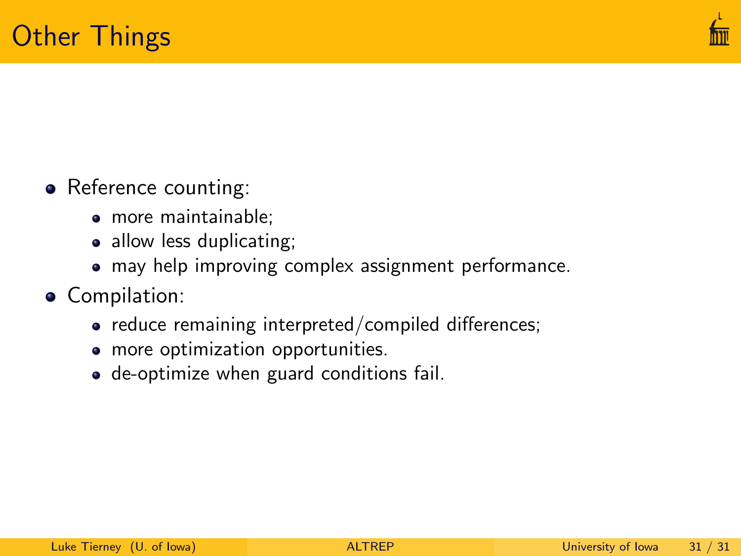# Other Things

- Reference counting:
  - more maintainable;
  - allow less duplicating;
  - may help improving complex assignment performance.
- Compilation:
  - reduce remaining interpreted/compiled differences;
  - more optimization opportunities.
  - de-optimize when guard conditions fail.